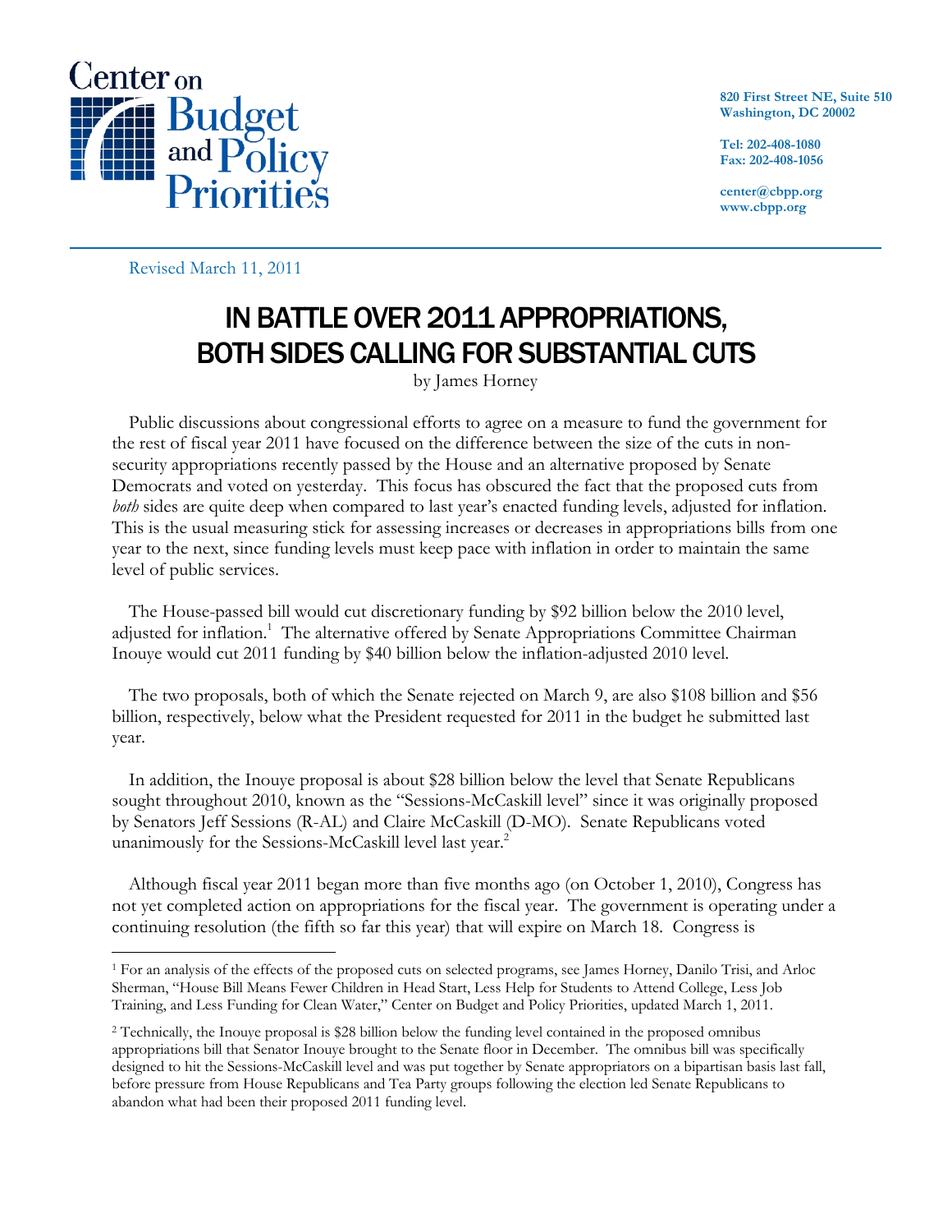Center on Budget and Policy Priorities

820 First Street NE, Suite 510
Washington, DC 20002

Tel: 202-408-1080
Fax: 202-408-1056

center@cbpp.org
www.cbpp.org

Revised March 11, 2011

# IN BATTLE OVER 2011 APPROPRIATIONS, BOTH SIDES CALLING FOR SUBSTANTIAL CUTS

by James Horney

Public discussions about congressional efforts to agree on a measure to fund the government for the rest of fiscal year 2011 have focused on the difference between the size of the cuts in non-security appropriations recently passed by the House and an alternative proposed by Senate Democrats and voted on yesterday. This focus has obscured the fact that the proposed cuts from *both* sides are quite deep when compared to last year's enacted funding levels, adjusted for inflation. This is the usual measuring stick for assessing increases or decreases in appropriations bills from one year to the next, since funding levels must keep pace with inflation in order to maintain the same level of public services.

The House-passed bill would cut discretionary funding by $92 billion below the 2010 level, adjusted for inflation.[1] The alternative offered by Senate Appropriations Committee Chairman Inouye would cut 2011 funding by $40 billion below the inflation-adjusted 2010 level.

The two proposals, both of which the Senate rejected on March 9, are also $108 billion and $56 billion, respectively, below what the President requested for 2011 in the budget he submitted last year.

In addition, the Inouye proposal is about $28 billion below the level that Senate Republicans sought throughout 2010, known as the "Sessions-McCaskill level" since it was originally proposed by Senators Jeff Sessions (R-AL) and Claire McCaskill (D-MO). Senate Republicans voted unanimously for the Sessions-McCaskill level last year.[2]

Although fiscal year 2011 began more than five months ago (on October 1, 2010), Congress has not yet completed action on appropriations for the fiscal year. The government is operating under a continuing resolution (the fifth so far this year) that will expire on March 18. Congress is

---

[1] For an analysis of the effects of the proposed cuts on selected programs, see James Horney, Danilo Trisi, and Arloc Sherman, "House Bill Means Fewer Children in Head Start, Less Help for Students to Attend College, Less Job Training, and Less Funding for Clean Water," Center on Budget and Policy Priorities, updated March 1, 2011.

[2] Technically, the Inouye proposal is $28 billion below the funding level contained in the proposed omnibus appropriations bill that Senator Inouye brought to the Senate floor in December. The omnibus bill was specifically designed to hit the Sessions-McCaskill level and was put together by Senate appropriators on a bipartisan basis last fall, before pressure from House Republicans and Tea Party groups following the election led Senate Republicans to abandon what had been their proposed 2011 funding level.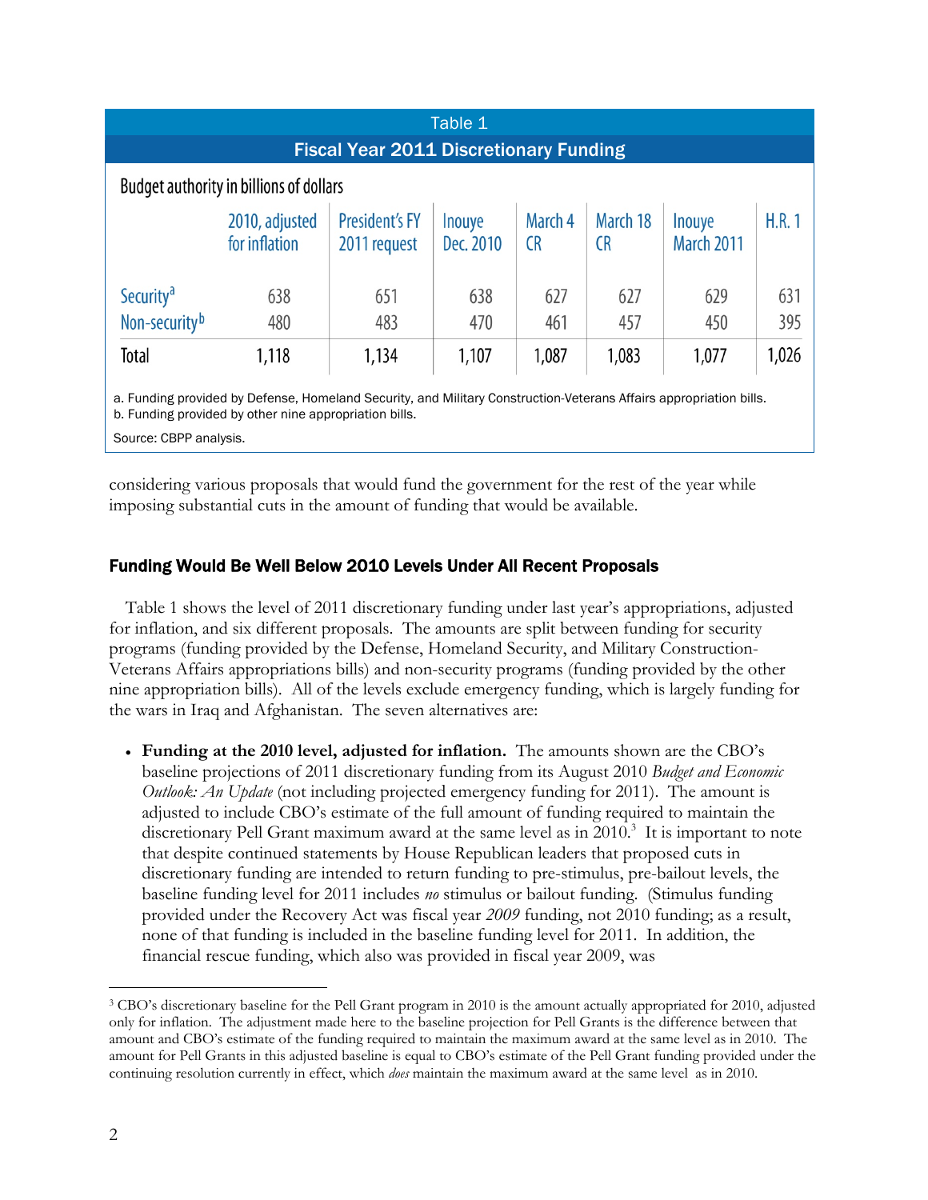**Table 1**

**Fiscal Year 2011 Discretionary Funding**

Budget authority in billions of dollars

| | 2010, adjusted for inflation | President's FY 2011 request | Inouye Dec. 2010 | March 4 CR | March 18 CR | Inouye March 2011 | H.R. 1 |
|---|---|---|---|---|---|---|---|
| Security[a] | 638 | 651 | 638 | 627 | 627 | 629 | 631 |
| Non-security[b] | 480 | 483 | 470 | 461 | 457 | 450 | 395 |
| Total | 1,118 | 1,134 | 1,107 | 1,087 | 1,083 | 1,077 | 1,026 |

a. Funding provided by Defense, Homeland Security, and Military Construction-Veterans Affairs appropriation bills.
b. Funding provided by other nine appropriation bills.

Source: CBPP analysis.

considering various proposals that would fund the government for the rest of the year while imposing substantial cuts in the amount of funding that would be available.

### Funding Would Be Well Below 2010 Levels Under All Recent Proposals

Table 1 shows the level of 2011 discretionary funding under last year's appropriations, adjusted for inflation, and six different proposals. The amounts are split between funding for security programs (funding provided by the Defense, Homeland Security, and Military Construction-Veterans Affairs appropriations bills) and non-security programs (funding provided by the other nine appropriation bills). All of the levels exclude emergency funding, which is largely funding for the wars in Iraq and Afghanistan. The seven alternatives are:

- **Funding at the 2010 level, adjusted for inflation.** The amounts shown are the CBO's baseline projections of 2011 discretionary funding from its August 2010 *Budget and Economic Outlook: An Update* (not including projected emergency funding for 2011). The amount is adjusted to include CBO's estimate of the full amount of funding required to maintain the discretionary Pell Grant maximum award at the same level as in 2010.[3] It is important to note that despite continued statements by House Republican leaders that proposed cuts in discretionary funding are intended to return funding to pre-stimulus, pre-bailout levels, the baseline funding level for 2011 includes *no* stimulus or bailout funding. (Stimulus funding provided under the Recovery Act was fiscal year *2009* funding, not 2010 funding; as a result, none of that funding is included in the baseline funding level for 2011. In addition, the financial rescue funding, which also was provided in fiscal year 2009, was

[3] CBO's discretionary baseline for the Pell Grant program in 2010 is the amount actually appropriated for 2010, adjusted only for inflation. The adjustment made here to the baseline projection for Pell Grants is the difference between that amount and CBO's estimate of the funding required to maintain the maximum award at the same level as in 2010. The amount for Pell Grants in this adjusted baseline is equal to CBO's estimate of the Pell Grant funding provided under the continuing resolution currently in effect, which *does* maintain the maximum award at the same level as in 2010.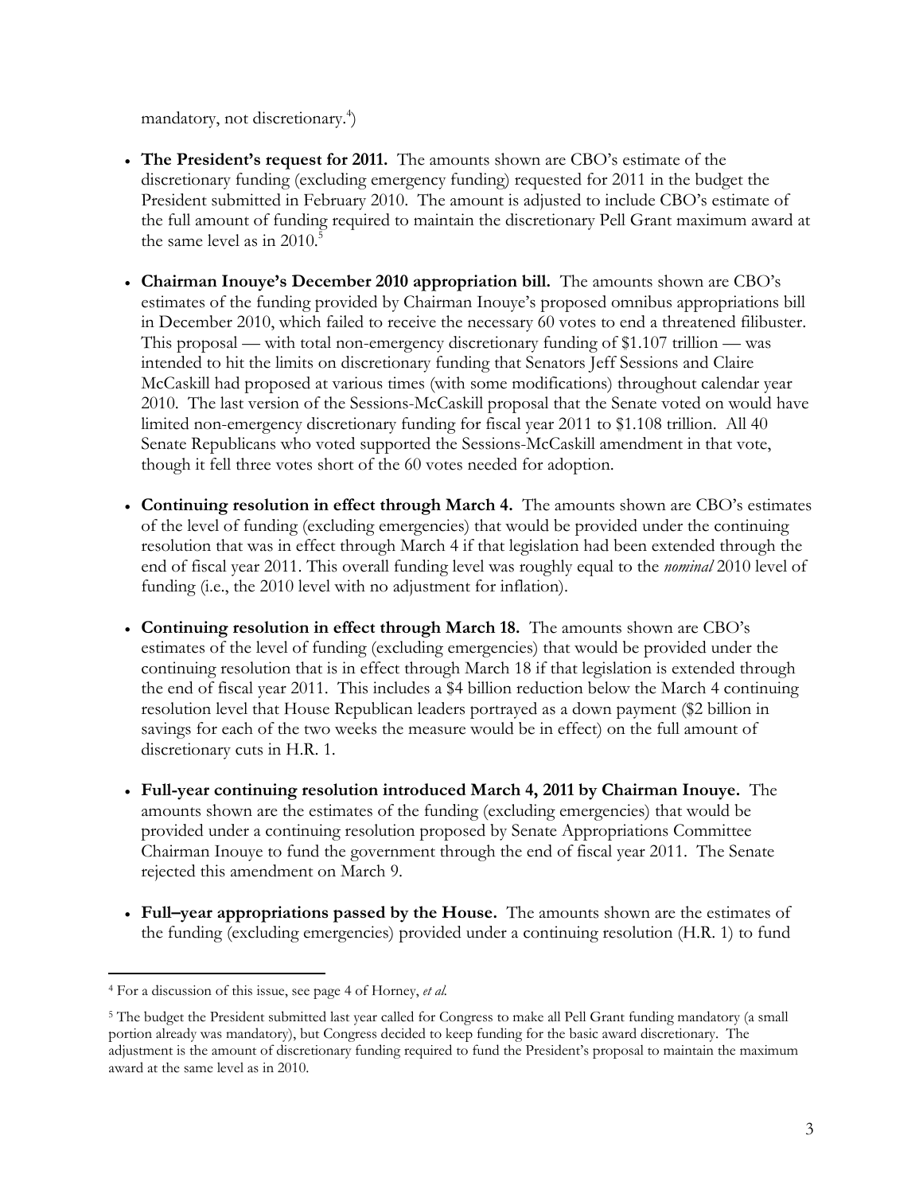mandatory, not discretionary.[4])

- **The President's request for 2011.** The amounts shown are CBO's estimate of the discretionary funding (excluding emergency funding) requested for 2011 in the budget the President submitted in February 2010. The amount is adjusted to include CBO's estimate of the full amount of funding required to maintain the discretionary Pell Grant maximum award at the same level as in 2010.[5]

- **Chairman Inouye's December 2010 appropriation bill.** The amounts shown are CBO's estimates of the funding provided by Chairman Inouye's proposed omnibus appropriations bill in December 2010, which failed to receive the necessary 60 votes to end a threatened filibuster. This proposal — with total non-emergency discretionary funding of $1.107 trillion — was intended to hit the limits on discretionary funding that Senators Jeff Sessions and Claire McCaskill had proposed at various times (with some modifications) throughout calendar year 2010. The last version of the Sessions-McCaskill proposal that the Senate voted on would have limited non-emergency discretionary funding for fiscal year 2011 to $1.108 trillion. All 40 Senate Republicans who voted supported the Sessions-McCaskill amendment in that vote, though it fell three votes short of the 60 votes needed for adoption.

- **Continuing resolution in effect through March 4.** The amounts shown are CBO's estimates of the level of funding (excluding emergencies) that would be provided under the continuing resolution that was in effect through March 4 if that legislation had been extended through the end of fiscal year 2011. This overall funding level was roughly equal to the ***nominal*** 2010 level of funding (i.e., the 2010 level with no adjustment for inflation).

- **Continuing resolution in effect through March 18.** The amounts shown are CBO's estimates of the level of funding (excluding emergencies) that would be provided under the continuing resolution that is in effect through March 18 if that legislation is extended through the end of fiscal year 2011. This includes a $4 billion reduction below the March 4 continuing resolution level that House Republican leaders portrayed as a down payment ($2 billion in savings for each of the two weeks the measure would be in effect) on the full amount of discretionary cuts in H.R. 1.

- **Full-year continuing resolution introduced March 4, 2011 by Chairman Inouye.** The amounts shown are the estimates of the funding (excluding emergencies) that would be provided under a continuing resolution proposed by Senate Appropriations Committee Chairman Inouye to fund the government through the end of fiscal year 2011. The Senate rejected this amendment on March 9.

- **Full–year appropriations passed by the House.** The amounts shown are the estimates of the funding (excluding emergencies) provided under a continuing resolution (H.R. 1) to fund

---

[4] For a discussion of this issue, see page 4 of Horney, *et al.*

[5] The budget the President submitted last year called for Congress to make all Pell Grant funding mandatory (a small portion already was mandatory), but Congress decided to keep funding for the basic award discretionary. The adjustment is the amount of discretionary funding required to fund the President's proposal to maintain the maximum award at the same level as in 2010.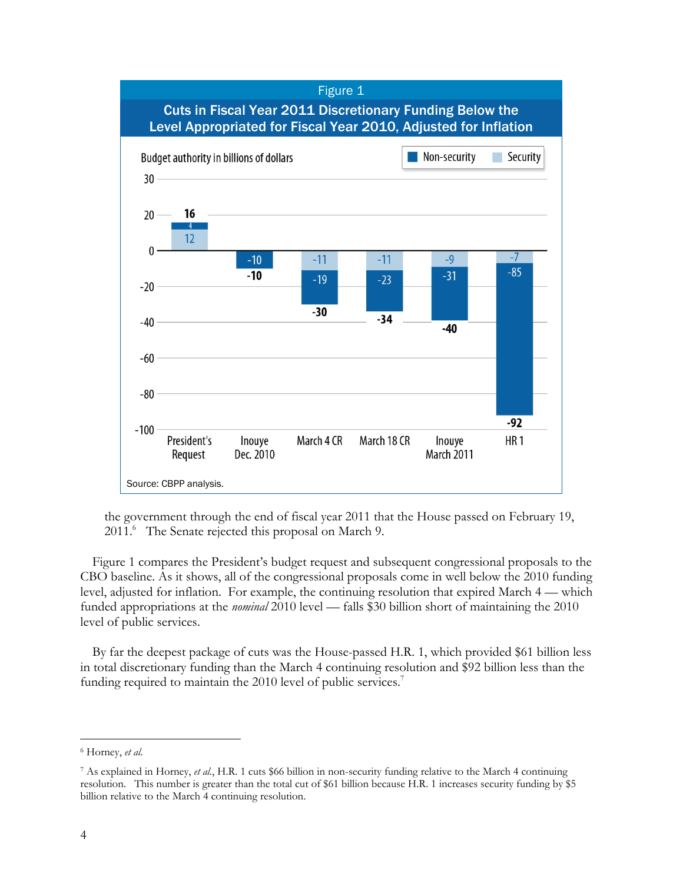Figure 1

Cuts in Fiscal Year 2011 Discretionary Funding Below the Level Appropriated for Fiscal Year 2010, Adjusted for Inflation

Budget authority in billions of dollars

Non-security
Security

30
20
0
-20
-40
-60
-80
-100

16
4
12
-10
-10
-11
-19
-30
-11
-23
-34
-9
-31
-40
-7
-85
-92

President's Request
Inouye Dec. 2010
March 4 CR
March 18 CR
Inouye March 2011
HR 1

Source: CBPP analysis.

the government through the end of fiscal year 2011 that the House passed on February 19, 2011.[6] The Senate rejected this proposal on March 9.

Figure 1 compares the President's budget request and subsequent congressional proposals to the CBO baseline. As it shows, all of the congressional proposals come in well below the 2010 funding level, adjusted for inflation. For example, the continuing resolution that expired March 4 — which funded appropriations at the *nominal* 2010 level — falls $30 billion short of maintaining the 2010 level of public services.

By far the deepest package of cuts was the House-passed H.R. 1, which provided $61 billion less in total discretionary funding than the March 4 continuing resolution and $92 billion less than the funding required to maintain the 2010 level of public services.[7]

---

[6] Horney, *et al.*

[7] As explained in Horney, *et al.*, H.R. 1 cuts $66 billion in non-security funding relative to the March 4 continuing resolution. This number is greater than the total cut of $61 billion because H.R. 1 increases security funding by $5 billion relative to the March 4 continuing resolution.